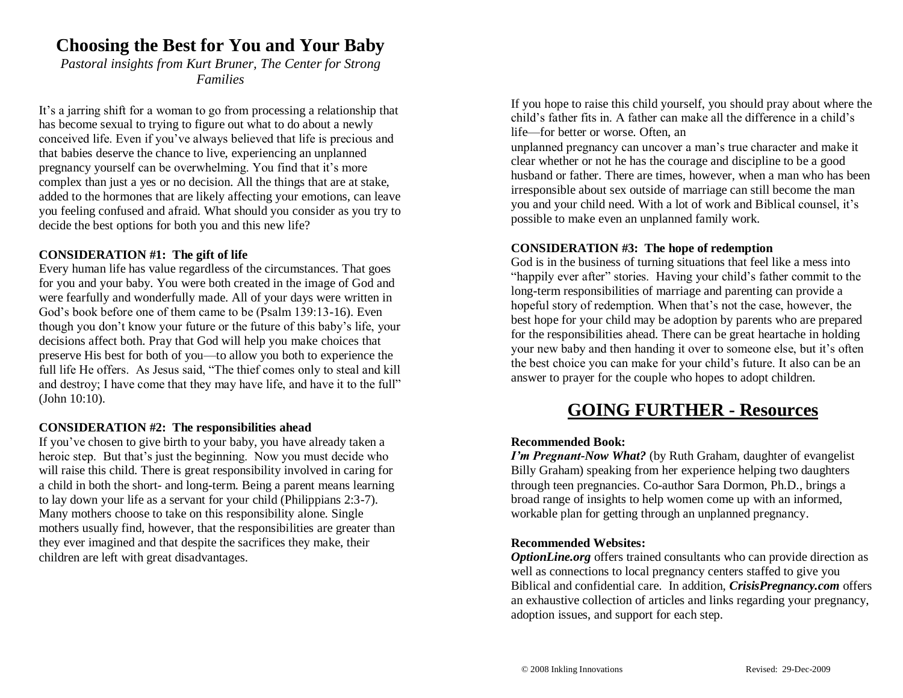# Choosing the Best for You and Your Baby

*Pastoral insights from Kurt Bruner, The Center for Strong Families*

It's a jarring shift for a woman to go from processing a relationship that has become sexual to trying to figure out what to do about a newly conceived life. Even if you've always believed that life is precious and that babies deserve the chance to live, experiencing an unplanned pregnancy yourself can be overwhelming. You find that it's more complex than just a yes or no decision. All the things that are at stake, added to the hormones that are likely affecting your emotions, can leave you feeling confused and afraid. What should you consider as you try to decide the best options for both you and this new life?

**CONSIDERATION #1: The gift of life**

Every human life has value regardless of the circumstances. That goes for you and your baby. You were both created in the image of God and were fearfully and wonderfully made. All of your days were written in God's book before one of them came to be (Psalm 139:13-16). Even though you don't know your future or the future of this baby's life, your decisions affect both. Pray that God will help you make choices that preserve His best for both of you—to allow you both to experience the full life He offers. As Jesus said, "The thief comes only to steal and kill and destroy; I have come that they may have life, and have it to the full" (John 10:10).

**CONSIDERATION #2: The responsibilities ahead**

If you've chosen to give birth to your baby, you have already taken a heroic step. But that's just the beginning. Now you must decide who will raise this child. There is great responsibility involved in caring for a child in both the short- and long-term. Being a parent means learning to lay down your life as a servant for your child (Philippians 2:3-7). Many mothers choose to take on this responsibility alone. Single mothers usually find, however, that the responsibilities are greater than they ever imagined and that despite the sacrifices they make, their children are left with great disadvantages.

If you hope to raise this child yourself, you should pray about where the child's father fits in. A father can make all the difference in a child's life—for better or worse. Often, an unplanned pregnancy can uncover a man's true character and make it clear whether or not he has the courage and discipline to be a good husband or father. There are times, however, when a man who has been irresponsible about sex outside of marriage can still become the man you and your child need. With a lot of work and Biblical counsel, it's possible to make even an unplanned family work.

**CONSIDERATION #3: The hope of redemption**

God is in the business of turning situations that feel like a mess into "happily ever after" stories. Having your child's father commit to the long-term responsibilities of marriage and parenting can provide a hopeful story of redemption. When that's not the case, however, the best hope for your child may be adoption by parents who are prepared for the responsibilities ahead. There can be great heartache in holding your new baby and then handing it over to someone else, but it's often the best choice you can make for your child's future. It also can be an answer to prayer for the couple who hopes to adopt children.

## GOING FURTHER - Resources

**Recommended Book:**

***I'm Pregnant-Now What?*** (by Ruth Graham, daughter of evangelist Billy Graham) speaking from her experience helping two daughters through teen pregnancies. Co-author Sara Dormon, Ph.D., brings a broad range of insights to help women come up with an informed, workable plan for getting through an unplanned pregnancy.

**Recommended Websites:**

***OptionLine.org*** offers trained consultants who can provide direction as well as connections to local pregnancy centers staffed to give you Biblical and confidential care. In addition, ***CrisisPregnancy.com*** offers an exhaustive collection of articles and links regarding your pregnancy, adoption issues, and support for each step.

© 2008 Inkling Innovations Revised: 29-Dec-2009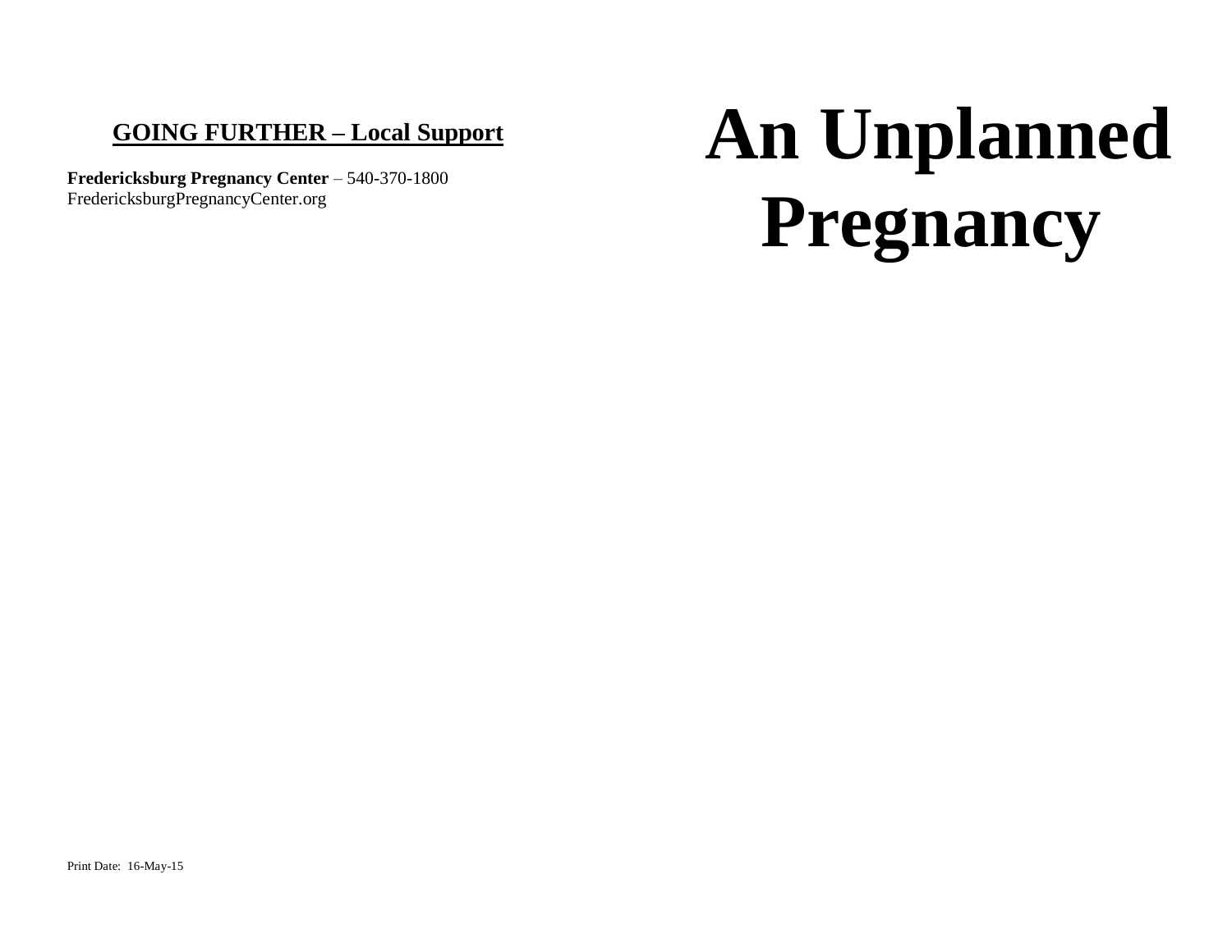## GOING FURTHER – Local Support

**Fredericksburg Pregnancy Center** – 540-370-1800
FredericksburgPregnancyCenter.org

Print Date: 16-May-15

# An Unplanned Pregnancy